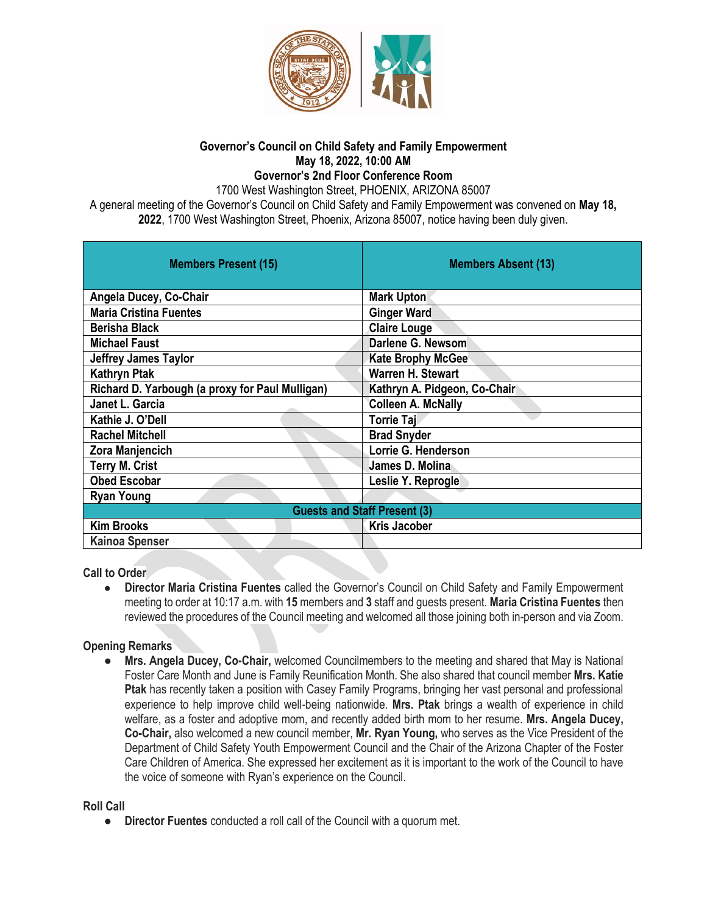**Governor's Council on Child Safety and Family Empowerment**
**May 18, 2022, 10:00 AM**
**Governor's 2nd Floor Conference Room**
1700 West Washington Street, PHOENIX, ARIZONA 85007

A general meeting of the Governor's Council on Child Safety and Family Empowerment was convened on **May 18, 2022**, 1700 West Washington Street, Phoenix, Arizona 85007, notice having been duly given.

| Members Present (15) | Members Absent (13) |
|---|---|
| Angela Ducey, Co-Chair | Mark Upton |
| Maria Cristina Fuentes | Ginger Ward |
| Berisha Black | Claire Louge |
| Michael Faust | Darlene G. Newsom |
| Jeffrey James Taylor | Kate Brophy McGee |
| Kathryn Ptak | Warren H. Stewart |
| Richard D. Yarbough (a proxy for Paul Mulligan) | Kathryn A. Pidgeon, Co-Chair |
| Janet L. Garcia | Colleen A. McNally |
| Kathie J. O'Dell | Torrie Taj |
| Rachel Mitchell | Brad Snyder |
| Zora Manjencich | Lorrie G. Henderson |
| Terry M. Crist | James D. Molina |
| Obed Escobar | Leslie Y. Reprogle |
| Ryan Young | |
| **Guests and Staff Present (3)** | |
| Kim Brooks | Kris Jacober |
| Kainoa Spenser | |

**Call to Order**

- **Director Maria Cristina Fuentes** called the Governor's Council on Child Safety and Family Empowerment meeting to order at 10:17 a.m. with **15** members and **3** staff and guests present. **Maria Cristina Fuentes** then reviewed the procedures of the Council meeting and welcomed all those joining both in-person and via Zoom.

**Opening Remarks**

- **Mrs. Angela Ducey, Co-Chair,** welcomed Councilmembers to the meeting and shared that May is National Foster Care Month and June is Family Reunification Month. She also shared that council member **Mrs. Katie Ptak** has recently taken a position with Casey Family Programs, bringing her vast personal and professional experience to help improve child well-being nationwide. **Mrs. Ptak** brings a wealth of experience in child welfare, as a foster and adoptive mom, and recently added birth mom to her resume. **Mrs. Angela Ducey, Co-Chair,** also welcomed a new council member, **Mr. Ryan Young,** who serves as the Vice President of the Department of Child Safety Youth Empowerment Council and the Chair of the Arizona Chapter of the Foster Care Children of America. She expressed her excitement as it is important to the work of the Council to have the voice of someone with Ryan's experience on the Council.

**Roll Call**

- **Director Fuentes** conducted a roll call of the Council with a quorum met.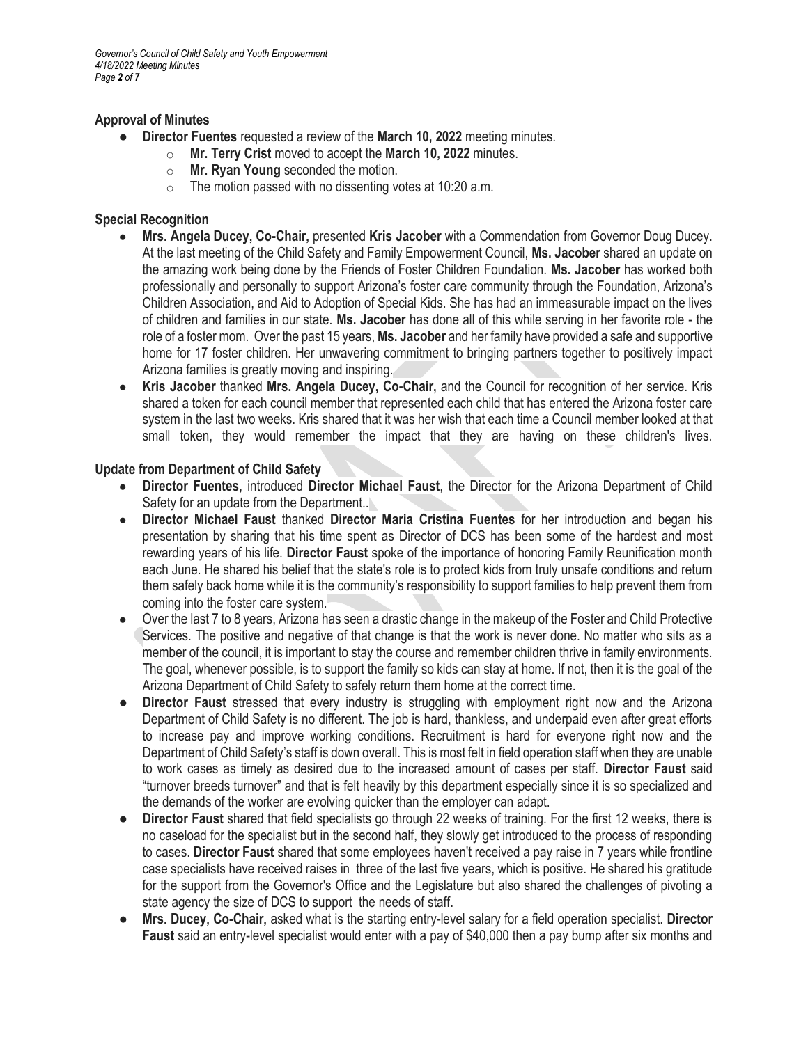## Approval of Minutes

- **Director Fuentes** requested a review of the **March 10, 2022** meeting minutes.
  - **Mr. Terry Crist** moved to accept the **March 10, 2022** minutes.
  - **Mr. Ryan Young** seconded the motion.
  - The motion passed with no dissenting votes at 10:20 a.m.

## Special Recognition

- **Mrs. Angela Ducey, Co-Chair,** presented **Kris Jacober** with a Commendation from Governor Doug Ducey. At the last meeting of the Child Safety and Family Empowerment Council, **Ms. Jacober** shared an update on the amazing work being done by the Friends of Foster Children Foundation. **Ms. Jacober** has worked both professionally and personally to support Arizona's foster care community through the Foundation, Arizona's Children Association, and Aid to Adoption of Special Kids. She has had an immeasurable impact on the lives of children and families in our state. **Ms. Jacober** has done all of this while serving in her favorite role - the role of a foster mom. Over the past 15 years, **Ms. Jacober** and her family have provided a safe and supportive home for 17 foster children. Her unwavering commitment to bringing partners together to positively impact Arizona families is greatly moving and inspiring.
- **Kris Jacober** thanked **Mrs. Angela Ducey, Co-Chair,** and the Council for recognition of her service. Kris shared a token for each council member that represented each child that has entered the Arizona foster care system in the last two weeks. Kris shared that it was her wish that each time a Council member looked at that small token, they would remember the impact that they are having on these children's lives.

## Update from Department of Child Safety

- **Director Fuentes,** introduced **Director Michael Faust**, the Director for the Arizona Department of Child Safety for an update from the Department..
- **Director Michael Faust** thanked **Director Maria Cristina Fuentes** for her introduction and began his presentation by sharing that his time spent as Director of DCS has been some of the hardest and most rewarding years of his life. **Director Faust** spoke of the importance of honoring Family Reunification month each June. He shared his belief that the state's role is to protect kids from truly unsafe conditions and return them safely back home while it is the community's responsibility to support families to help prevent them from coming into the foster care system.
- Over the last 7 to 8 years, Arizona has seen a drastic change in the makeup of the Foster and Child Protective Services. The positive and negative of that change is that the work is never done. No matter who sits as a member of the council, it is important to stay the course and remember children thrive in family environments. The goal, whenever possible, is to support the family so kids can stay at home. If not, then it is the goal of the Arizona Department of Child Safety to safely return them home at the correct time.
- **Director Faust** stressed that every industry is struggling with employment right now and the Arizona Department of Child Safety is no different. The job is hard, thankless, and underpaid even after great efforts to increase pay and improve working conditions. Recruitment is hard for everyone right now and the Department of Child Safety's staff is down overall. This is most felt in field operation staff when they are unable to work cases as timely as desired due to the increased amount of cases per staff. **Director Faust** said "turnover breeds turnover" and that is felt heavily by this department especially since it is so specialized and the demands of the worker are evolving quicker than the employer can adapt.
- **Director Faust** shared that field specialists go through 22 weeks of training. For the first 12 weeks, there is no caseload for the specialist but in the second half, they slowly get introduced to the process of responding to cases. **Director Faust** shared that some employees haven't received a pay raise in 7 years while frontline case specialists have received raises in three of the last five years, which is positive. He shared his gratitude for the support from the Governor's Office and the Legislature but also shared the challenges of pivoting a state agency the size of DCS to support the needs of staff.
- **Mrs. Ducey, Co-Chair,** asked what is the starting entry-level salary for a field operation specialist. **Director Faust** said an entry-level specialist would enter with a pay of $40,000 then a pay bump after six months and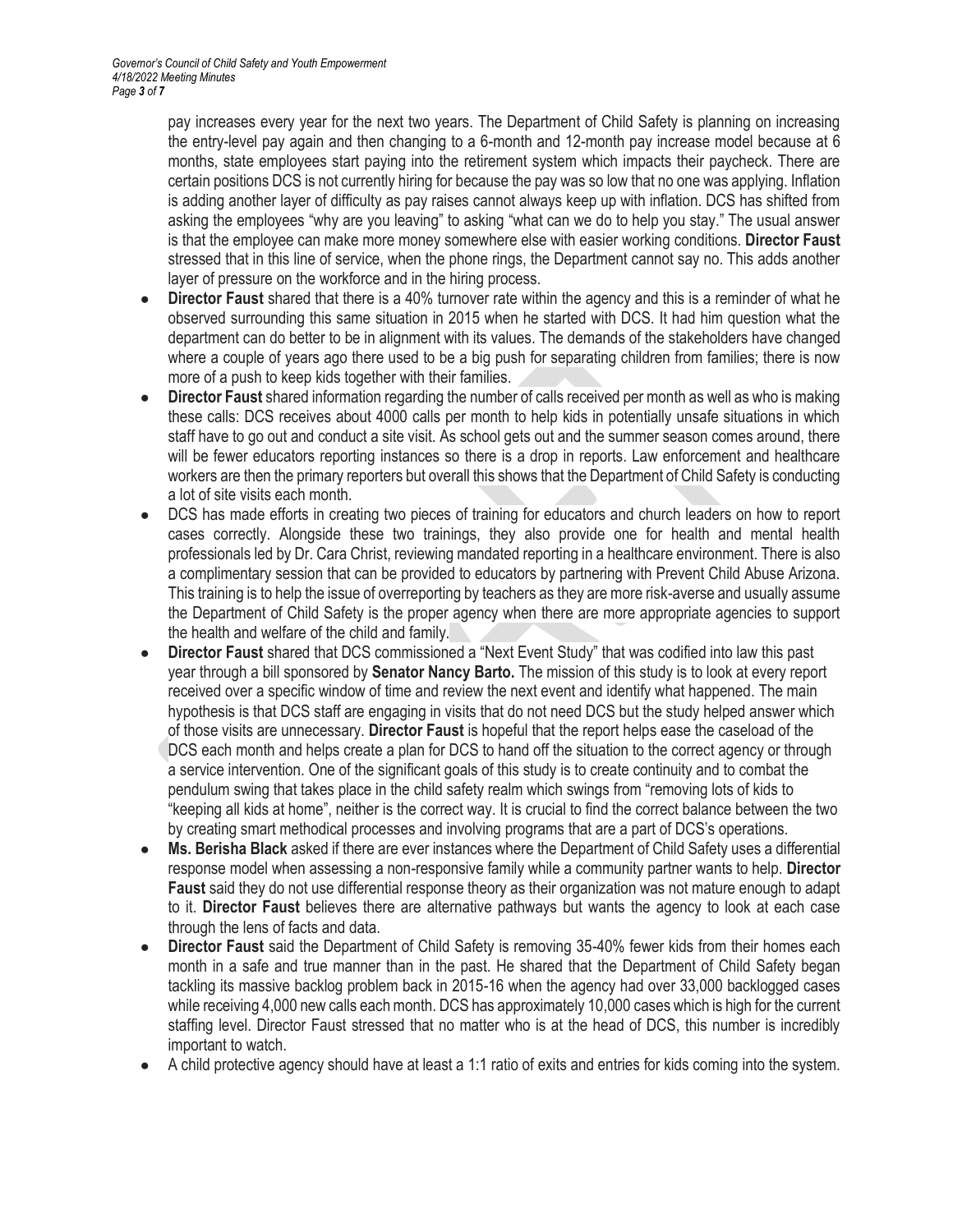pay increases every year for the next two years. The Department of Child Safety is planning on increasing the entry-level pay again and then changing to a 6-month and 12-month pay increase model because at 6 months, state employees start paying into the retirement system which impacts their paycheck. There are certain positions DCS is not currently hiring for because the pay was so low that no one was applying. Inflation is adding another layer of difficulty as pay raises cannot always keep up with inflation. DCS has shifted from asking the employees "why are you leaving" to asking "what can we do to help you stay." The usual answer is that the employee can make more money somewhere else with easier working conditions. **Director Faust** stressed that in this line of service, when the phone rings, the Department cannot say no. This adds another layer of pressure on the workforce and in the hiring process.

- **Director Faust** shared that there is a 40% turnover rate within the agency and this is a reminder of what he observed surrounding this same situation in 2015 when he started with DCS. It had him question what the department can do better to be in alignment with its values. The demands of the stakeholders have changed where a couple of years ago there used to be a big push for separating children from families; there is now more of a push to keep kids together with their families.
- **Director Faust** shared information regarding the number of calls received per month as well as who is making these calls: DCS receives about 4000 calls per month to help kids in potentially unsafe situations in which staff have to go out and conduct a site visit. As school gets out and the summer season comes around, there will be fewer educators reporting instances so there is a drop in reports. Law enforcement and healthcare workers are then the primary reporters but overall this shows that the Department of Child Safety is conducting a lot of site visits each month.
- DCS has made efforts in creating two pieces of training for educators and church leaders on how to report cases correctly. Alongside these two trainings, they also provide one for health and mental health professionals led by Dr. Cara Christ, reviewing mandated reporting in a healthcare environment. There is also a complimentary session that can be provided to educators by partnering with Prevent Child Abuse Arizona. This training is to help the issue of overreporting by teachers as they are more risk-averse and usually assume the Department of Child Safety is the proper agency when there are more appropriate agencies to support the health and welfare of the child and family.
- **Director Faust** shared that DCS commissioned a "Next Event Study" that was codified into law this past year through a bill sponsored by **Senator Nancy Barto.** The mission of this study is to look at every report received over a specific window of time and review the next event and identify what happened. The main hypothesis is that DCS staff are engaging in visits that do not need DCS but the study helped answer which of those visits are unnecessary. **Director Faust** is hopeful that the report helps ease the caseload of the DCS each month and helps create a plan for DCS to hand off the situation to the correct agency or through a service intervention. One of the significant goals of this study is to create continuity and to combat the pendulum swing that takes place in the child safety realm which swings from "removing lots of kids to "keeping all kids at home", neither is the correct way. It is crucial to find the correct balance between the two by creating smart methodical processes and involving programs that are a part of DCS's operations.
- **Ms. Berisha Black** asked if there are ever instances where the Department of Child Safety uses a differential response model when assessing a non-responsive family while a community partner wants to help. **Director Faust** said they do not use differential response theory as their organization was not mature enough to adapt to it. **Director Faust** believes there are alternative pathways but wants the agency to look at each case through the lens of facts and data.
- **Director Faust** said the Department of Child Safety is removing 35-40% fewer kids from their homes each month in a safe and true manner than in the past. He shared that the Department of Child Safety began tackling its massive backlog problem back in 2015-16 when the agency had over 33,000 backlogged cases while receiving 4,000 new calls each month. DCS has approximately 10,000 cases which is high for the current staffing level. Director Faust stressed that no matter who is at the head of DCS, this number is incredibly important to watch.
- A child protective agency should have at least a 1:1 ratio of exits and entries for kids coming into the system.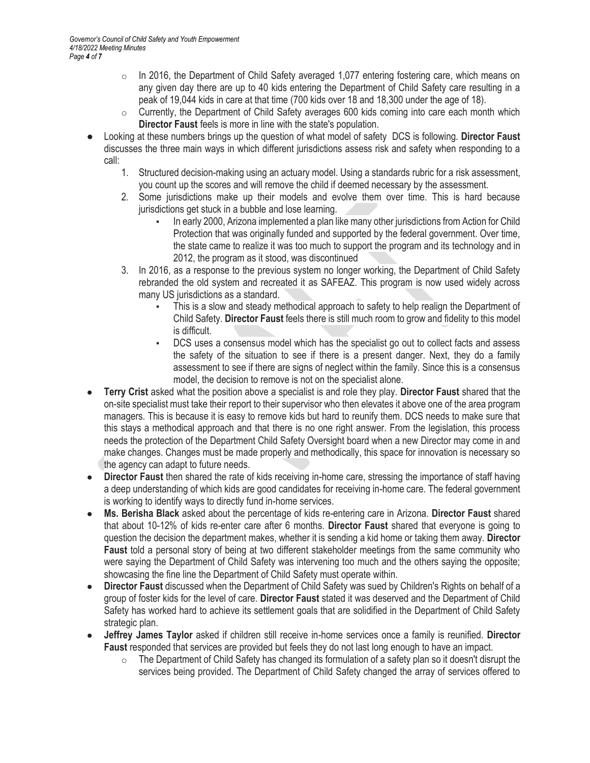- In 2016, the Department of Child Safety averaged 1,077 entering fostering care, which means on any given day there are up to 40 kids entering the Department of Child Safety care resulting in a peak of 19,044 kids in care at that time (700 kids over 18 and 18,300 under the age of 18).
  - Currently, the Department of Child Safety averages 600 kids coming into care each month which **Director Faust** feels is more in line with the state's population.
- Looking at these numbers brings up the question of what model of safety DCS is following. **Director Faust** discusses the three main ways in which different jurisdictions assess risk and safety when responding to a call:
  1. Structured decision-making using an actuary model. Using a standards rubric for a risk assessment, you count up the scores and will remove the child if deemed necessary by the assessment.
  2. Some jurisdictions make up their models and evolve them over time. This is hard because jurisdictions get stuck in a bubble and lose learning.
     - In early 2000, Arizona implemented a plan like many other jurisdictions from Action for Child Protection that was originally funded and supported by the federal government. Over time, the state came to realize it was too much to support the program and its technology and in 2012, the program as it stood, was discontinued
  3. In 2016, as a response to the previous system no longer working, the Department of Child Safety rebranded the old system and recreated it as SAFEAZ. This program is now used widely across many US jurisdictions as a standard.
     - This is a slow and steady methodical approach to safety to help realign the Department of Child Safety. **Director Faust** feels there is still much room to grow and fidelity to this model is difficult.
     - DCS uses a consensus model which has the specialist go out to collect facts and assess the safety of the situation to see if there is a present danger. Next, they do a family assessment to see if there are signs of neglect within the family. Since this is a consensus model, the decision to remove is not on the specialist alone.
- **Terry Crist** asked what the position above a specialist is and role they play. **Director Faust** shared that the on-site specialist must take their report to their supervisor who then elevates it above one of the area program managers. This is because it is easy to remove kids but hard to reunify them. DCS needs to make sure that this stays a methodical approach and that there is no one right answer. From the legislation, this process needs the protection of the Department Child Safety Oversight board when a new Director may come in and make changes. Changes must be made properly and methodically, this space for innovation is necessary so the agency can adapt to future needs.
- **Director Faust** then shared the rate of kids receiving in-home care, stressing the importance of staff having a deep understanding of which kids are good candidates for receiving in-home care. The federal government is working to identify ways to directly fund in-home services.
- **Ms. Berisha Black** asked about the percentage of kids re-entering care in Arizona. **Director Faust** shared that about 10-12% of kids re-enter care after 6 months. **Director Faust** shared that everyone is going to question the decision the department makes, whether it is sending a kid home or taking them away. **Director Faust** told a personal story of being at two different stakeholder meetings from the same community who were saying the Department of Child Safety was intervening too much and the others saying the opposite; showcasing the fine line the Department of Child Safety must operate within.
- **Director Faust** discussed when the Department of Child Safety was sued by Children's Rights on behalf of a group of foster kids for the level of care. **Director Faust** stated it was deserved and the Department of Child Safety has worked hard to achieve its settlement goals that are solidified in the Department of Child Safety strategic plan.
- **Jeffrey James Taylor** asked if children still receive in-home services once a family is reunified. **Director Faust** responded that services are provided but feels they do not last long enough to have an impact.
  - The Department of Child Safety has changed its formulation of a safety plan so it doesn't disrupt the services being provided. The Department of Child Safety changed the array of services offered to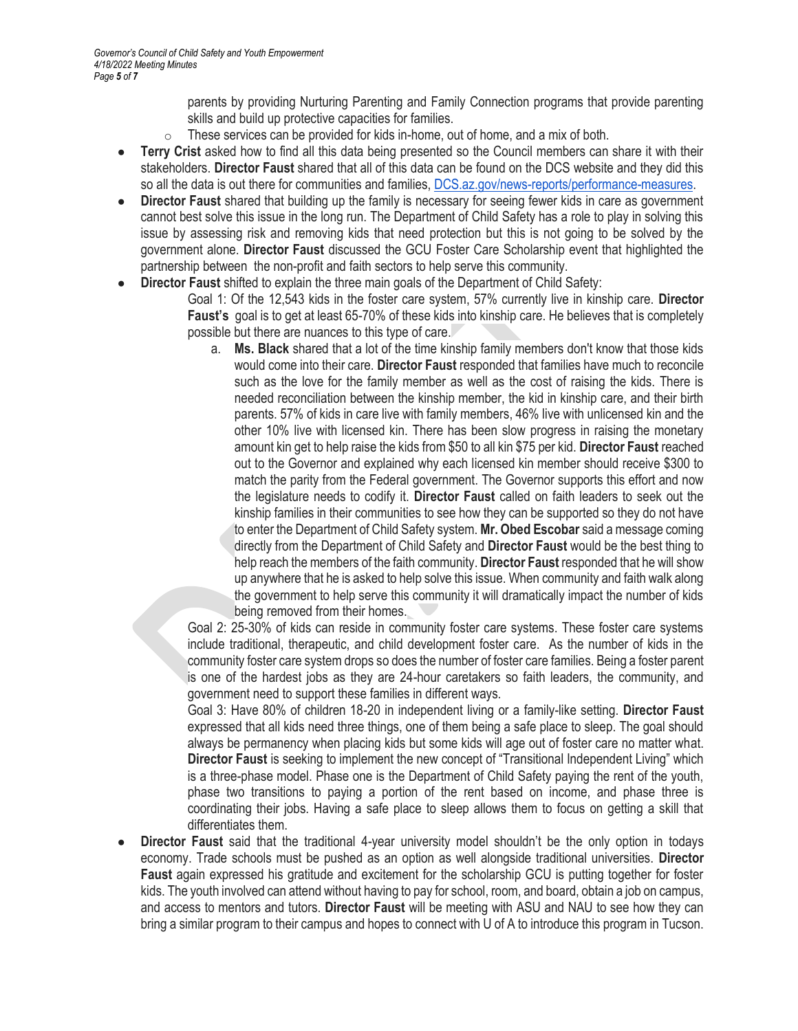parents by providing Nurturing Parenting and Family Connection programs that provide parenting skills and build up protective capacities for families.

  - These services can be provided for kids in-home, out of home, and a mix of both.

- **Terry Crist** asked how to find all this data being presented so the Council members can share it with their stakeholders. **Director Faust** shared that all of this data can be found on the DCS website and they did this so all the data is out there for communities and families, [DCS.az.gov/news-reports/performance-measures](DCS.az.gov/news-reports/performance-measures).
- **Director Faust** shared that building up the family is necessary for seeing fewer kids in care as government cannot best solve this issue in the long run. The Department of Child Safety has a role to play in solving this issue by assessing risk and removing kids that need protection but this is not going to be solved by the government alone. **Director Faust** discussed the GCU Foster Care Scholarship event that highlighted the partnership between the non-profit and faith sectors to help serve this community.
- **Director Faust** shifted to explain the three main goals of the Department of Child Safety:

  Goal 1: Of the 12,543 kids in the foster care system, 57% currently live in kinship care. **Director Faust's** goal is to get at least 65-70% of these kids into kinship care. He believes that is completely possible but there are nuances to this type of care.

    a. **Ms. Black** shared that a lot of the time kinship family members don't know that those kids would come into their care. **Director Faust** responded that families have much to reconcile such as the love for the family member as well as the cost of raising the kids. There is needed reconciliation between the kinship member, the kid in kinship care, and their birth parents. 57% of kids in care live with family members, 46% live with unlicensed kin and the other 10% live with licensed kin. There has been slow progress in raising the monetary amount kin get to help raise the kids from $50 to all kin $75 per kid. **Director Faust** reached out to the Governor and explained why each licensed kin member should receive $300 to match the parity from the Federal government. The Governor supports this effort and now the legislature needs to codify it. **Director Faust** called on faith leaders to seek out the kinship families in their communities to see how they can be supported so they do not have to enter the Department of Child Safety system. **Mr. Obed Escobar** said a message coming directly from the Department of Child Safety and **Director Faust** would be the best thing to help reach the members of the faith community. **Director Faust** responded that he will show up anywhere that he is asked to help solve this issue. When community and faith walk along the government to help serve this community it will dramatically impact the number of kids being removed from their homes.

  Goal 2: 25-30% of kids can reside in community foster care systems. These foster care systems include traditional, therapeutic, and child development foster care. As the number of kids in the community foster care system drops so does the number of foster care families. Being a foster parent is one of the hardest jobs as they are 24-hour caretakers so faith leaders, the community, and government need to support these families in different ways.

  Goal 3: Have 80% of children 18-20 in independent living or a family-like setting. **Director Faust** expressed that all kids need three things, one of them being a safe place to sleep. The goal should always be permanency when placing kids but some kids will age out of foster care no matter what. **Director Faust** is seeking to implement the new concept of "Transitional Independent Living" which is a three-phase model. Phase one is the Department of Child Safety paying the rent of the youth, phase two transitions to paying a portion of the rent based on income, and phase three is coordinating their jobs. Having a safe place to sleep allows them to focus on getting a skill that differentiates them.

- **Director Faust** said that the traditional 4-year university model shouldn't be the only option in todays economy. Trade schools must be pushed as an option as well alongside traditional universities. **Director Faust** again expressed his gratitude and excitement for the scholarship GCU is putting together for foster kids. The youth involved can attend without having to pay for school, room, and board, obtain a job on campus, and access to mentors and tutors. **Director Faust** will be meeting with ASU and NAU to see how they can bring a similar program to their campus and hopes to connect with U of A to introduce this program in Tucson.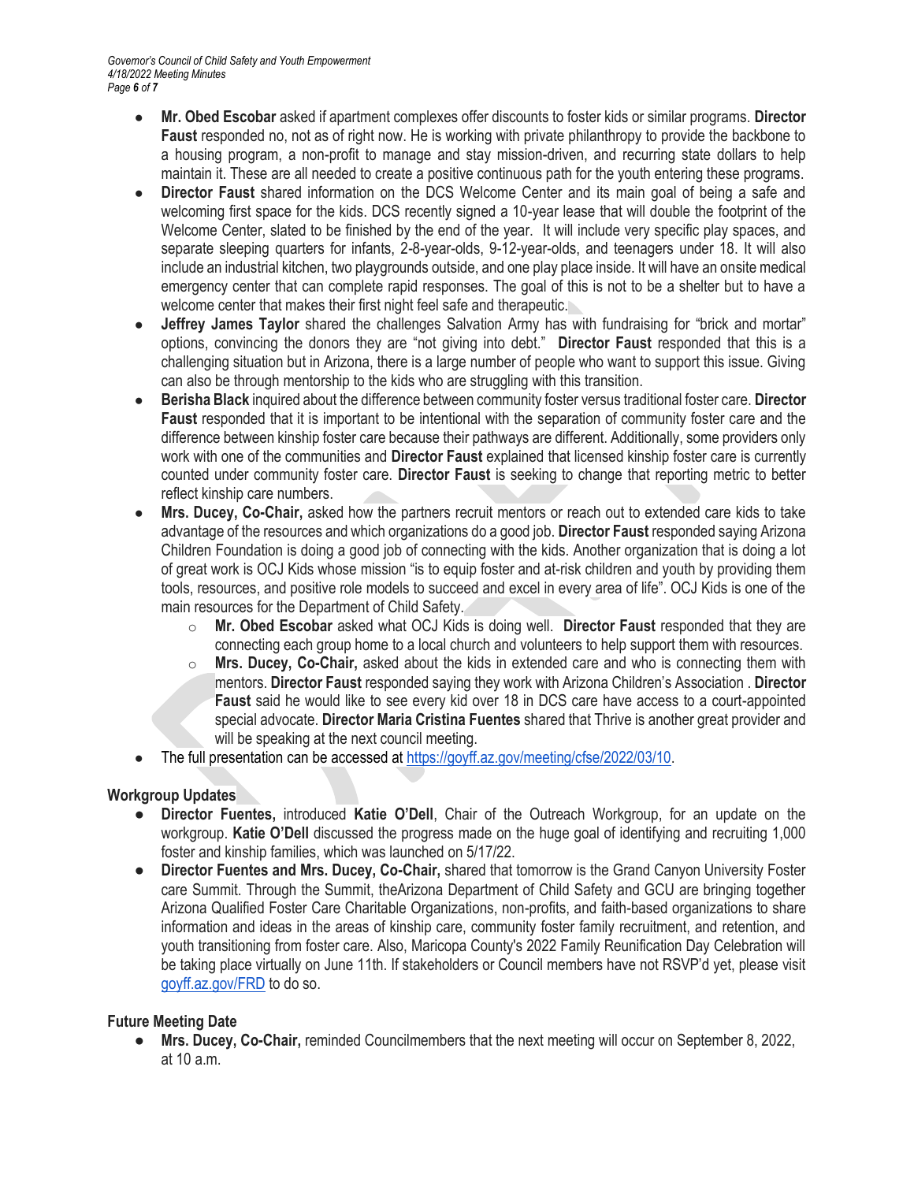- **Mr. Obed Escobar** asked if apartment complexes offer discounts to foster kids or similar programs. **Director Faust** responded no, not as of right now. He is working with private philanthropy to provide the backbone to a housing program, a non-profit to manage and stay mission-driven, and recurring state dollars to help maintain it. These are all needed to create a positive continuous path for the youth entering these programs.
- **Director Faust** shared information on the DCS Welcome Center and its main goal of being a safe and welcoming first space for the kids. DCS recently signed a 10-year lease that will double the footprint of the Welcome Center, slated to be finished by the end of the year. It will include very specific play spaces, and separate sleeping quarters for infants, 2-8-year-olds, 9-12-year-olds, and teenagers under 18. It will also include an industrial kitchen, two playgrounds outside, and one play place inside. It will have an onsite medical emergency center that can complete rapid responses. The goal of this is not to be a shelter but to have a welcome center that makes their first night feel safe and therapeutic.
- **Jeffrey James Taylor** shared the challenges Salvation Army has with fundraising for "brick and mortar" options, convincing the donors they are "not giving into debt." **Director Faust** responded that this is a challenging situation but in Arizona, there is a large number of people who want to support this issue. Giving can also be through mentorship to the kids who are struggling with this transition.
- **Berisha Black** inquired about the difference between community foster versus traditional foster care. **Director Faust** responded that it is important to be intentional with the separation of community foster care and the difference between kinship foster care because their pathways are different. Additionally, some providers only work with one of the communities and **Director Faust** explained that licensed kinship foster care is currently counted under community foster care. **Director Faust** is seeking to change that reporting metric to better reflect kinship care numbers.
- **Mrs. Ducey, Co-Chair,** asked how the partners recruit mentors or reach out to extended care kids to take advantage of the resources and which organizations do a good job. **Director Faust** responded saying Arizona Children Foundation is doing a good job of connecting with the kids. Another organization that is doing a lot of great work is OCJ Kids whose mission "is to equip foster and at-risk children and youth by providing them tools, resources, and positive role models to succeed and excel in every area of life". OCJ Kids is one of the main resources for the Department of Child Safety.
    - **Mr. Obed Escobar** asked what OCJ Kids is doing well. **Director Faust** responded that they are connecting each group home to a local church and volunteers to help support them with resources.
    - **Mrs. Ducey, Co-Chair,** asked about the kids in extended care and who is connecting them with mentors. **Director Faust** responded saying they work with Arizona Children's Association . **Director Faust** said he would like to see every kid over 18 in DCS care have access to a court-appointed special advocate. **Director Maria Cristina Fuentes** shared that Thrive is another great provider and will be speaking at the next council meeting.
- The full presentation can be accessed at https://goyff.az.gov/meeting/cfse/2022/03/10.

## Workgroup Updates

- **Director Fuentes,** introduced **Katie O'Dell**, Chair of the Outreach Workgroup, for an update on the workgroup. **Katie O'Dell** discussed the progress made on the huge goal of identifying and recruiting 1,000 foster and kinship families, which was launched on 5/17/22.
- **Director Fuentes and Mrs. Ducey, Co-Chair,** shared that tomorrow is the Grand Canyon University Foster care Summit. Through the Summit, theArizona Department of Child Safety and GCU are bringing together Arizona Qualified Foster Care Charitable Organizations, non-profits, and faith-based organizations to share information and ideas in the areas of kinship care, community foster family recruitment, and retention, and youth transitioning from foster care. Also, Maricopa County's 2022 Family Reunification Day Celebration will be taking place virtually on June 11th. If stakeholders or Council members have not RSVP'd yet, please visit goyff.az.gov/FRD to do so.

## Future Meeting Date

- **Mrs. Ducey, Co-Chair,** reminded Councilmembers that the next meeting will occur on September 8, 2022, at 10 a.m.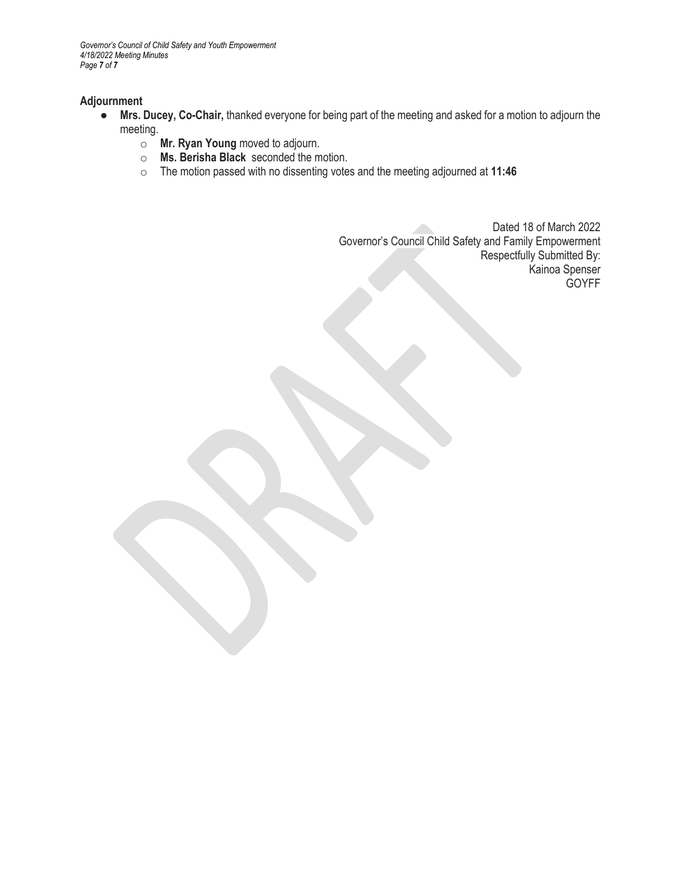**Adjournment**

- **Mrs. Ducey, Co-Chair,** thanked everyone for being part of the meeting and asked for a motion to adjourn the meeting.
  - **Mr. Ryan Young** moved to adjourn.
  - **Ms. Berisha Black** seconded the motion.
  - The motion passed with no dissenting votes and the meeting adjourned at **11:46**

Dated 18 of March 2022
Governor's Council Child Safety and Family Empowerment
Respectfully Submitted By:
Kainoa Spenser
GOYFF